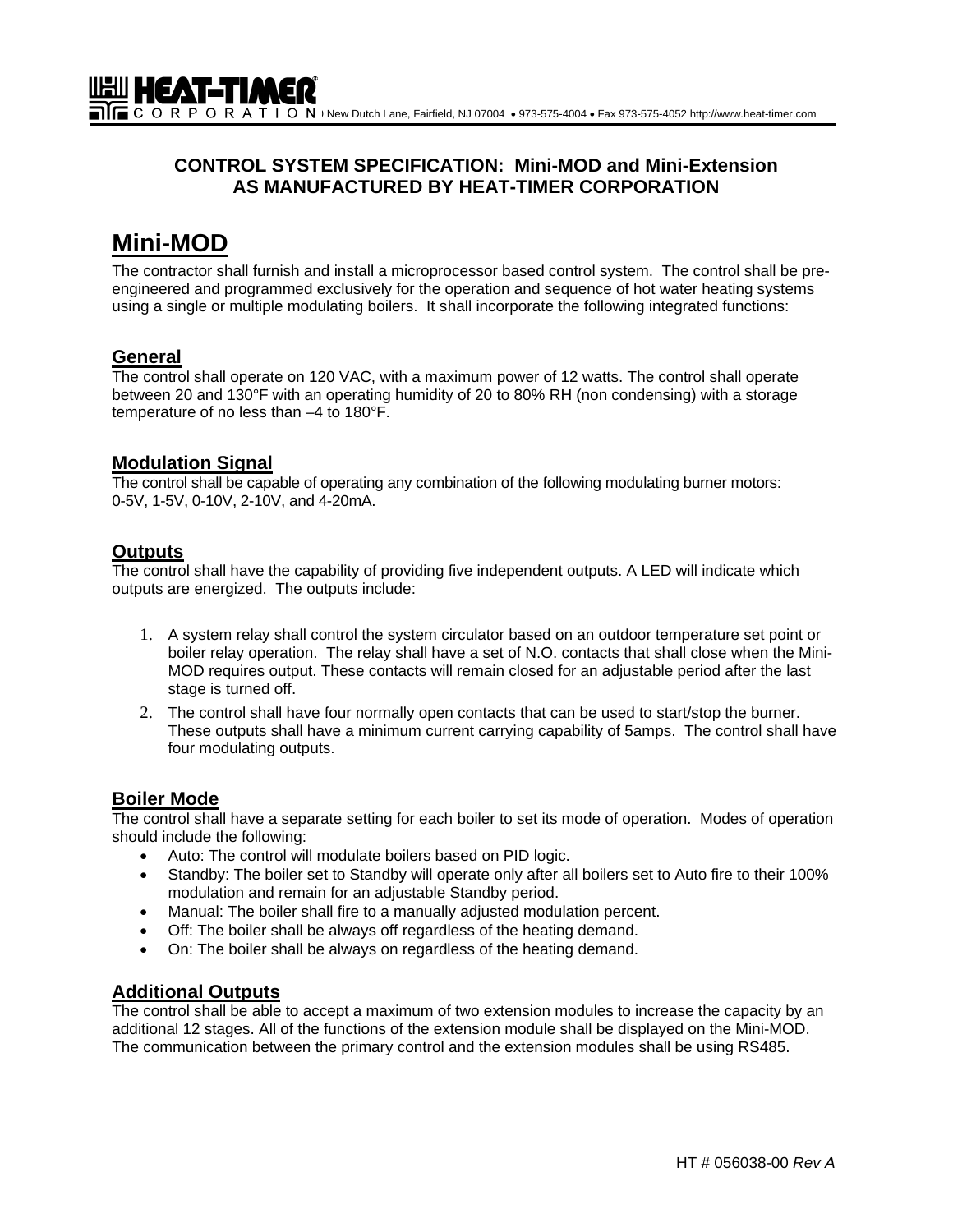**HEAT-TIMER CORPORATION** New Dutch Lane, Fairfield, NJ 07004 • 973-575-4004 • Fax 973-575-4052 http://www.heat-timer.com

**CONTROL SYSTEM SPECIFICATION: Mini-MOD and Mini-Extension**
**AS MANUFACTURED BY HEAT-TIMER CORPORATION**

# Mini-MOD

The contractor shall furnish and install a microprocessor based control system. The control shall be pre-engineered and programmed exclusively for the operation and sequence of hot water heating systems using a single or multiple modulating boilers. It shall incorporate the following integrated functions:

## General

The control shall operate on 120 VAC, with a maximum power of 12 watts. The control shall operate between 20 and 130°F with an operating humidity of 20 to 80% RH (non condensing) with a storage temperature of no less than –4 to 180°F.

## Modulation Signal

The control shall be capable of operating any combination of the following modulating burner motors: 0-5V, 1-5V, 0-10V, 2-10V, and 4-20mA.

## Outputs

The control shall have the capability of providing five independent outputs. A LED will indicate which outputs are energized. The outputs include:

1. A system relay shall control the system circulator based on an outdoor temperature set point or boiler relay operation. The relay shall have a set of N.O. contacts that shall close when the Mini-MOD requires output. These contacts will remain closed for an adjustable period after the last stage is turned off.
2. The control shall have four normally open contacts that can be used to start/stop the burner. These outputs shall have a minimum current carrying capability of 5amps. The control shall have four modulating outputs.

## Boiler Mode

The control shall have a separate setting for each boiler to set its mode of operation. Modes of operation should include the following:

- Auto: The control will modulate boilers based on PID logic.
- Standby: The boiler set to Standby will operate only after all boilers set to Auto fire to their 100% modulation and remain for an adjustable Standby period.
- Manual: The boiler shall fire to a manually adjusted modulation percent.
- Off: The boiler shall be always off regardless of the heating demand.
- On: The boiler shall be always on regardless of the heating demand.

## Additional Outputs

The control shall be able to accept a maximum of two extension modules to increase the capacity by an additional 12 stages. All of the functions of the extension module shall be displayed on the Mini-MOD. The communication between the primary control and the extension modules shall be using RS485.

HT # 056038-00 *Rev A*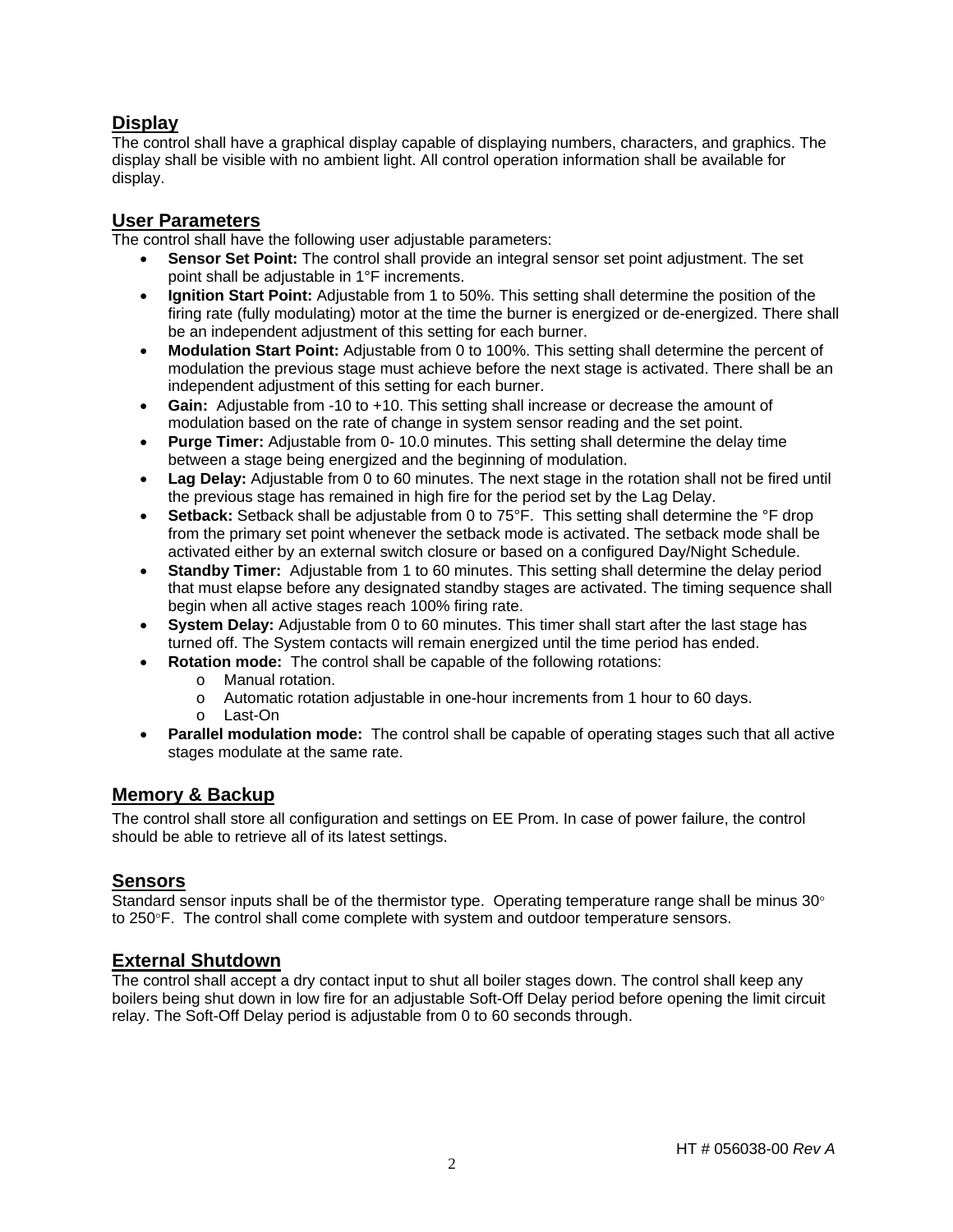## Display

The control shall have a graphical display capable of displaying numbers, characters, and graphics. The display shall be visible with no ambient light. All control operation information shall be available for display.

## User Parameters

The control shall have the following user adjustable parameters:

- **Sensor Set Point:** The control shall provide an integral sensor set point adjustment. The set point shall be adjustable in 1°F increments.
- **Ignition Start Point:** Adjustable from 1 to 50%. This setting shall determine the position of the firing rate (fully modulating) motor at the time the burner is energized or de-energized. There shall be an independent adjustment of this setting for each burner.
- **Modulation Start Point:** Adjustable from 0 to 100%. This setting shall determine the percent of modulation the previous stage must achieve before the next stage is activated. There shall be an independent adjustment of this setting for each burner.
- **Gain:** Adjustable from -10 to +10. This setting shall increase or decrease the amount of modulation based on the rate of change in system sensor reading and the set point.
- **Purge Timer:** Adjustable from 0- 10.0 minutes. This setting shall determine the delay time between a stage being energized and the beginning of modulation.
- **Lag Delay:** Adjustable from 0 to 60 minutes. The next stage in the rotation shall not be fired until the previous stage has remained in high fire for the period set by the Lag Delay.
- **Setback:** Setback shall be adjustable from 0 to 75°F. This setting shall determine the °F drop from the primary set point whenever the setback mode is activated. The setback mode shall be activated either by an external switch closure or based on a configured Day/Night Schedule.
- **Standby Timer:** Adjustable from 1 to 60 minutes. This setting shall determine the delay period that must elapse before any designated standby stages are activated. The timing sequence shall begin when all active stages reach 100% firing rate.
- **System Delay:** Adjustable from 0 to 60 minutes. This timer shall start after the last stage has turned off. The System contacts will remain energized until the time period has ended.
- **Rotation mode:** The control shall be capable of the following rotations:
  - Manual rotation.
  - Automatic rotation adjustable in one-hour increments from 1 hour to 60 days.
  - Last-On
- **Parallel modulation mode:** The control shall be capable of operating stages such that all active stages modulate at the same rate.

## Memory & Backup

The control shall store all configuration and settings on EE Prom. In case of power failure, the control should be able to retrieve all of its latest settings.

## Sensors

Standard sensor inputs shall be of the thermistor type. Operating temperature range shall be minus 30° to 250°F. The control shall come complete with system and outdoor temperature sensors.

## External Shutdown

The control shall accept a dry contact input to shut all boiler stages down. The control shall keep any boilers being shut down in low fire for an adjustable Soft-Off Delay period before opening the limit circuit relay. The Soft-Off Delay period is adjustable from 0 to 60 seconds through.

HT # 056038-00 *Rev A*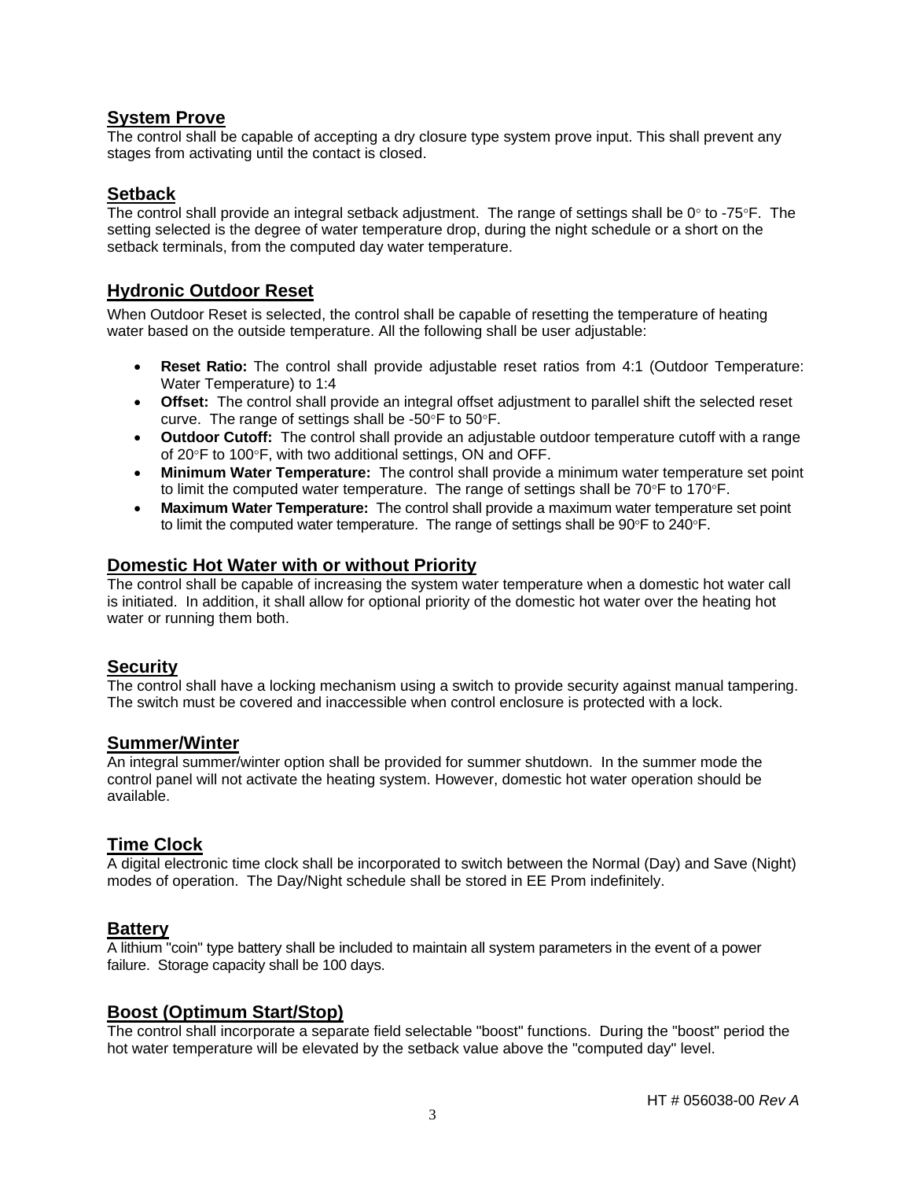## System Prove

The control shall be capable of accepting a dry closure type system prove input. This shall prevent any stages from activating until the contact is closed.

## Setback

The control shall provide an integral setback adjustment. The range of settings shall be 0° to -75°F. The setting selected is the degree of water temperature drop, during the night schedule or a short on the setback terminals, from the computed day water temperature.

## Hydronic Outdoor Reset

When Outdoor Reset is selected, the control shall be capable of resetting the temperature of heating water based on the outside temperature. All the following shall be user adjustable:

- **Reset Ratio:** The control shall provide adjustable reset ratios from 4:1 (Outdoor Temperature: Water Temperature) to 1:4
- **Offset:** The control shall provide an integral offset adjustment to parallel shift the selected reset curve. The range of settings shall be -50°F to 50°F.
- **Outdoor Cutoff:** The control shall provide an adjustable outdoor temperature cutoff with a range of 20°F to 100°F, with two additional settings, ON and OFF.
- **Minimum Water Temperature:** The control shall provide a minimum water temperature set point to limit the computed water temperature. The range of settings shall be 70°F to 170°F.
- **Maximum Water Temperature:** The control shall provide a maximum water temperature set point to limit the computed water temperature. The range of settings shall be 90°F to 240°F.

## Domestic Hot Water with or without Priority

The control shall be capable of increasing the system water temperature when a domestic hot water call is initiated. In addition, it shall allow for optional priority of the domestic hot water over the heating hot water or running them both.

## Security

The control shall have a locking mechanism using a switch to provide security against manual tampering. The switch must be covered and inaccessible when control enclosure is protected with a lock.

## Summer/Winter

An integral summer/winter option shall be provided for summer shutdown. In the summer mode the control panel will not activate the heating system. However, domestic hot water operation should be available.

## Time Clock

A digital electronic time clock shall be incorporated to switch between the Normal (Day) and Save (Night) modes of operation. The Day/Night schedule shall be stored in EE Prom indefinitely.

## Battery

A lithium "coin" type battery shall be included to maintain all system parameters in the event of a power failure. Storage capacity shall be 100 days.

## Boost (Optimum Start/Stop)

The control shall incorporate a separate field selectable "boost" functions. During the "boost" period the hot water temperature will be elevated by the setback value above the "computed day" level.

HT # 056038-00 *Rev A*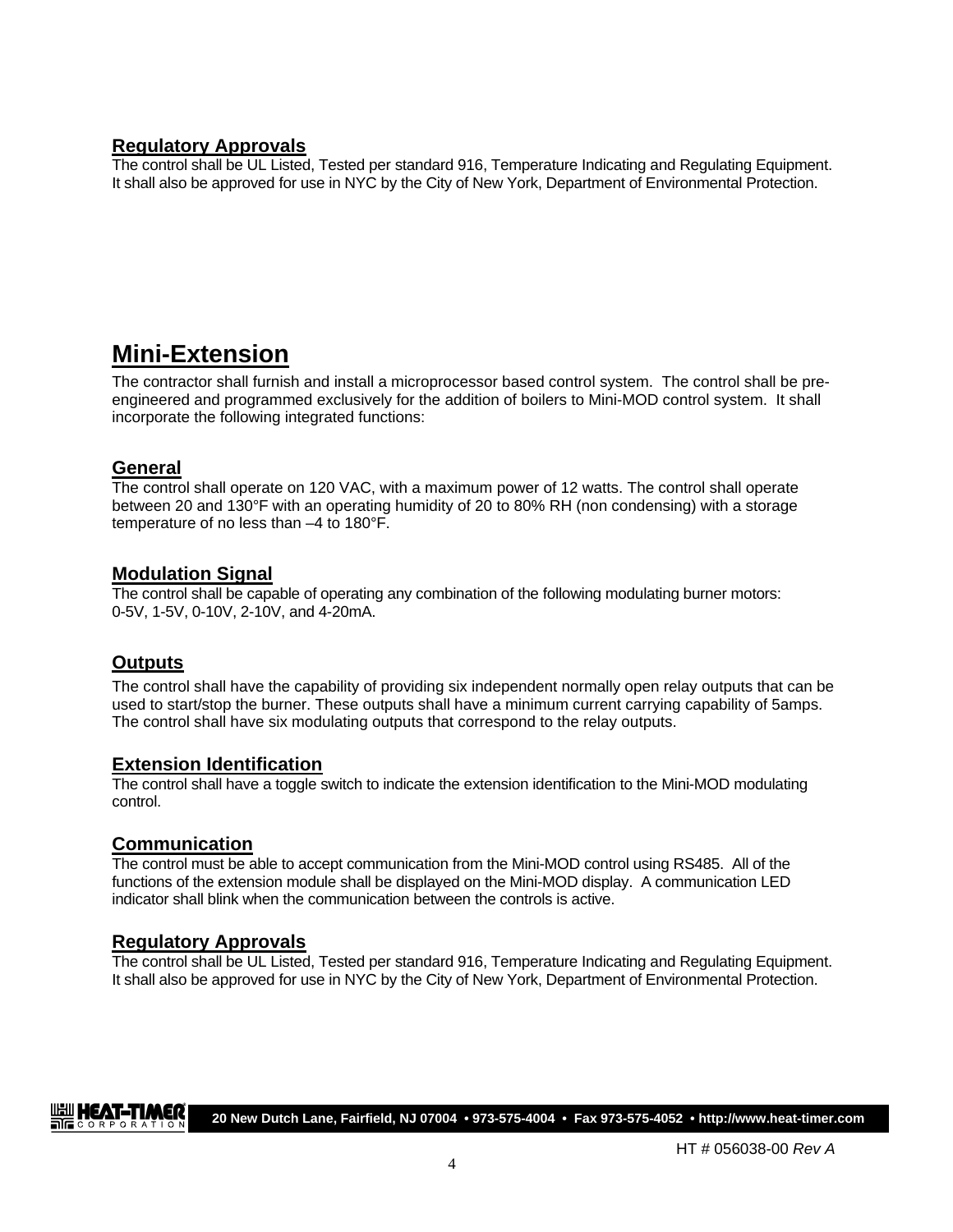### Regulatory Approvals

The control shall be UL Listed, Tested per standard 916, Temperature Indicating and Regulating Equipment. It shall also be approved for use in NYC by the City of New York, Department of Environmental Protection.

## Mini-Extension

The contractor shall furnish and install a microprocessor based control system. The control shall be pre-engineered and programmed exclusively for the addition of boilers to Mini-MOD control system. It shall incorporate the following integrated functions:

### General

The control shall operate on 120 VAC, with a maximum power of 12 watts. The control shall operate between 20 and 130°F with an operating humidity of 20 to 80% RH (non condensing) with a storage temperature of no less than –4 to 180°F.

### Modulation Signal

The control shall be capable of operating any combination of the following modulating burner motors: 0-5V, 1-5V, 0-10V, 2-10V, and 4-20mA.

### Outputs

The control shall have the capability of providing six independent normally open relay outputs that can be used to start/stop the burner. These outputs shall have a minimum current carrying capability of 5amps. The control shall have six modulating outputs that correspond to the relay outputs.

### Extension Identification

The control shall have a toggle switch to indicate the extension identification to the Mini-MOD modulating control.

### Communication

The control must be able to accept communication from the Mini-MOD control using RS485. All of the functions of the extension module shall be displayed on the Mini-MOD display. A communication LED indicator shall blink when the communication between the controls is active.

### Regulatory Approvals

The control shall be UL Listed, Tested per standard 916, Temperature Indicating and Regulating Equipment. It shall also be approved for use in NYC by the City of New York, Department of Environmental Protection.

HEAT-TIMER CORPORATION 20 New Dutch Lane, Fairfield, NJ 07004 • 973-575-4004 • Fax 973-575-4052 • http://www.heat-timer.com

HT # 056038-00 *Rev A*